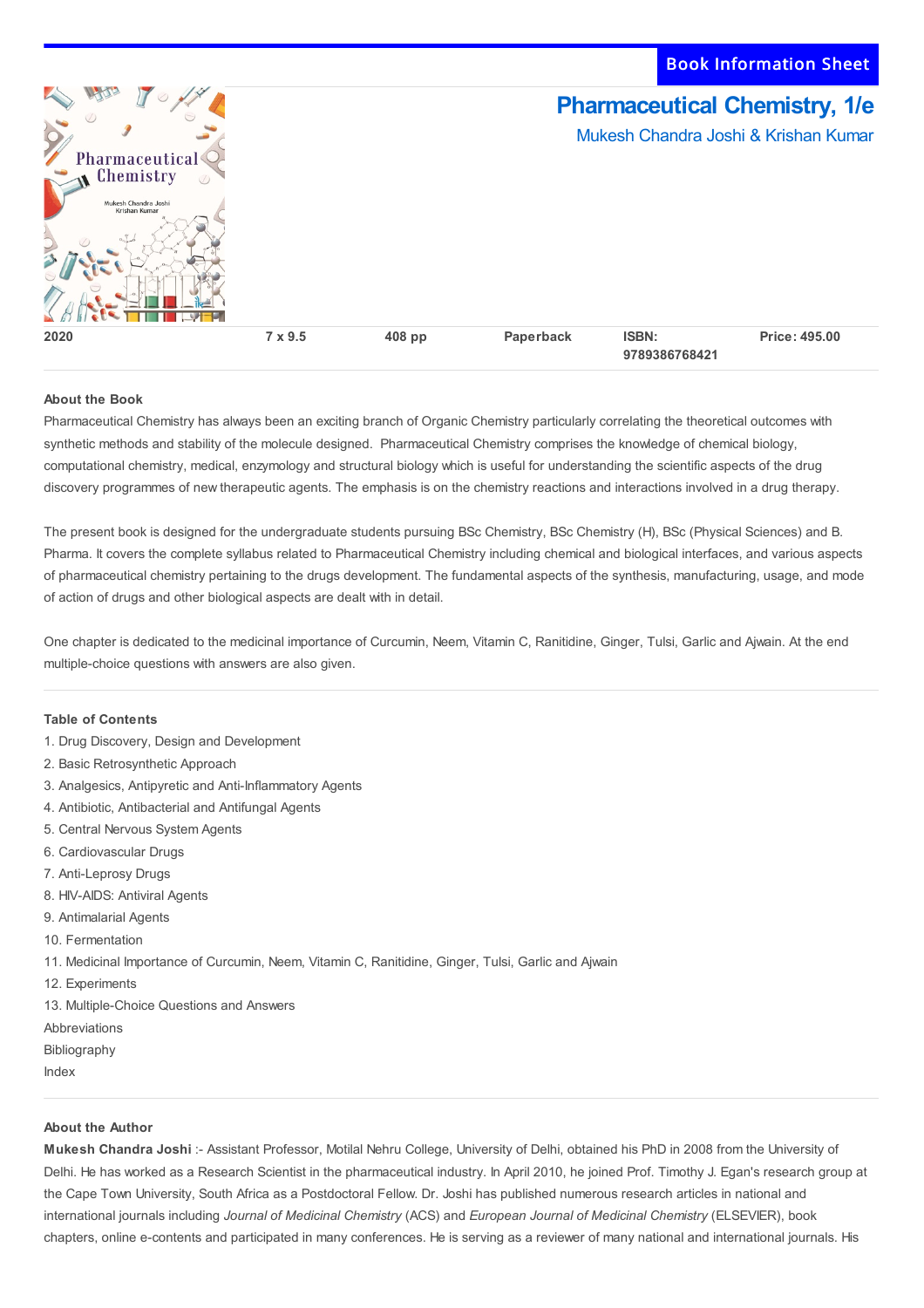Book Information Sheet

# Pharmaceutical Chemistry, 1/e

Mukesh Chandra Joshi & Krishan Kumar

| 2020 | 7 x 9.5 | 408 pp | Paperback | ISBN: 9789386768421 | Price: 495.00 |
| --- | --- | --- | --- | --- | --- |

### About the Book

Pharmaceutical Chemistry has always been an exciting branch of Organic Chemistry particularly correlating the theoretical outcomes with synthetic methods and stability of the molecule designed. Pharmaceutical Chemistry comprises the knowledge of chemical biology, computational chemistry, medical, enzymology and structural biology which is useful for understanding the scientific aspects of the drug discovery programmes of new therapeutic agents. The emphasis is on the chemistry reactions and interactions involved in a drug therapy.

The present book is designed for the undergraduate students pursuing BSc Chemistry, BSc Chemistry (H), BSc (Physical Sciences) and B. Pharma. It covers the complete syllabus related to Pharmaceutical Chemistry including chemical and biological interfaces, and various aspects of pharmaceutical chemistry pertaining to the drugs development. The fundamental aspects of the synthesis, manufacturing, usage, and mode of action of drugs and other biological aspects are dealt with in detail.

One chapter is dedicated to the medicinal importance of Curcumin, Neem, Vitamin C, Ranitidine, Ginger, Tulsi, Garlic and Ajwain. At the end multiple-choice questions with answers are also given.

### Table of Contents

1. Drug Discovery, Design and Development
2. Basic Retrosynthetic Approach
3. Analgesics, Antipyretic and Anti-Inflammatory Agents
4. Antibiotic, Antibacterial and Antifungal Agents
5. Central Nervous System Agents
6. Cardiovascular Drugs
7. Anti-Leprosy Drugs
8. HIV-AIDS: Antiviral Agents
9. Antimalarial Agents
10. Fermentation
11. Medicinal Importance of Curcumin, Neem, Vitamin C, Ranitidine, Ginger, Tulsi, Garlic and Ajwain
12. Experiments
13. Multiple-Choice Questions and Answers

Abbreviations

Bibliography

Index

### About the Author

**Mukesh Chandra Joshi** :- Assistant Professor, Motilal Nehru College, University of Delhi, obtained his PhD in 2008 from the University of Delhi. He has worked as a Research Scientist in the pharmaceutical industry. In April 2010, he joined Prof. Timothy J. Egan's research group at the Cape Town University, South Africa as a Postdoctoral Fellow. Dr. Joshi has published numerous research articles in national and international journals including *Journal of Medicinal Chemistry* (ACS) and *European Journal of Medicinal Chemistry* (ELSEVIER), book chapters, online e-contents and participated in many conferences. He is serving as a reviewer of many national and international journals. His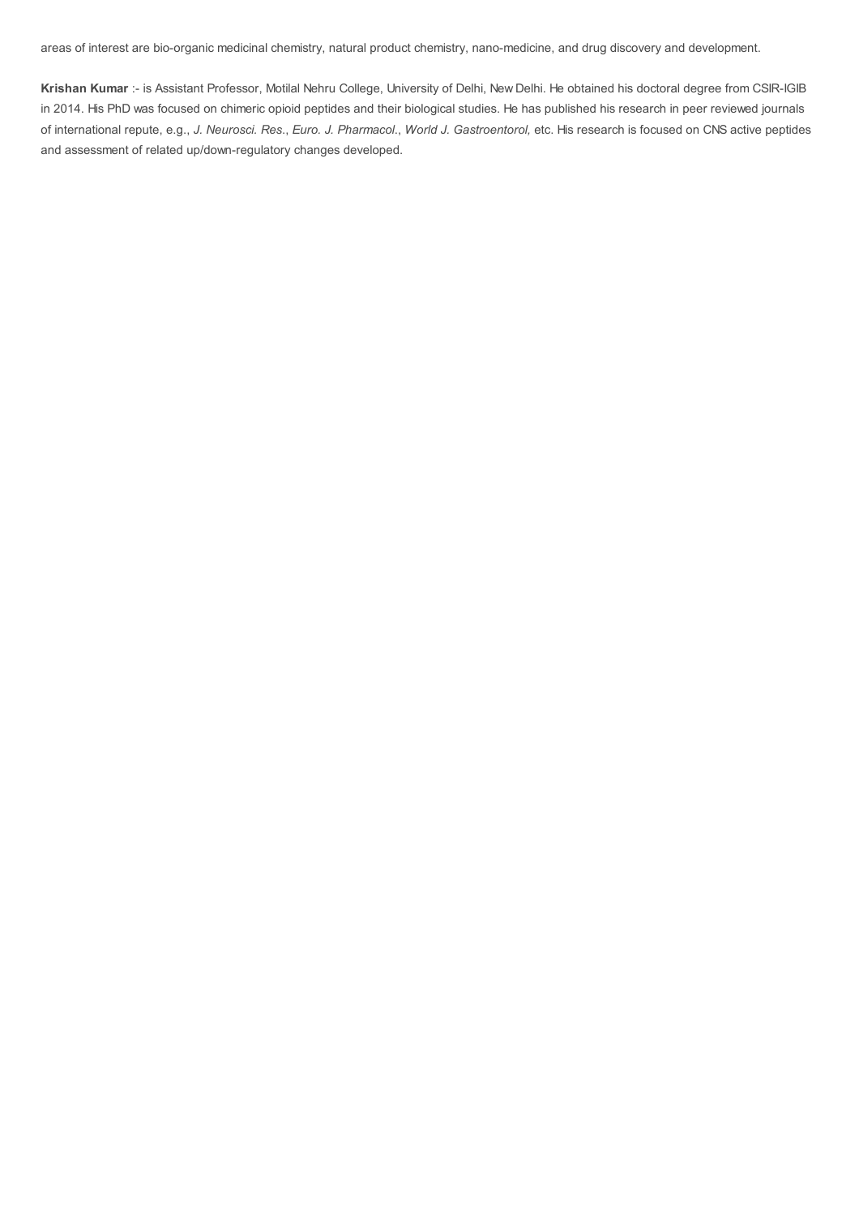areas of interest are bio-organic medicinal chemistry, natural product chemistry, nano-medicine, and drug discovery and development.

**Krishan Kumar** :- is Assistant Professor, Motilal Nehru College, University of Delhi, New Delhi. He obtained his doctoral degree from CSIR-IGIB in 2014. His PhD was focused on chimeric opioid peptides and their biological studies. He has published his research in peer reviewed journals of international repute, e.g., *J. Neurosci. Res.*, *Euro. J. Pharmacol.*, *World J. Gastroentorol,* etc. His research is focused on CNS active peptides and assessment of related up/down-regulatory changes developed.